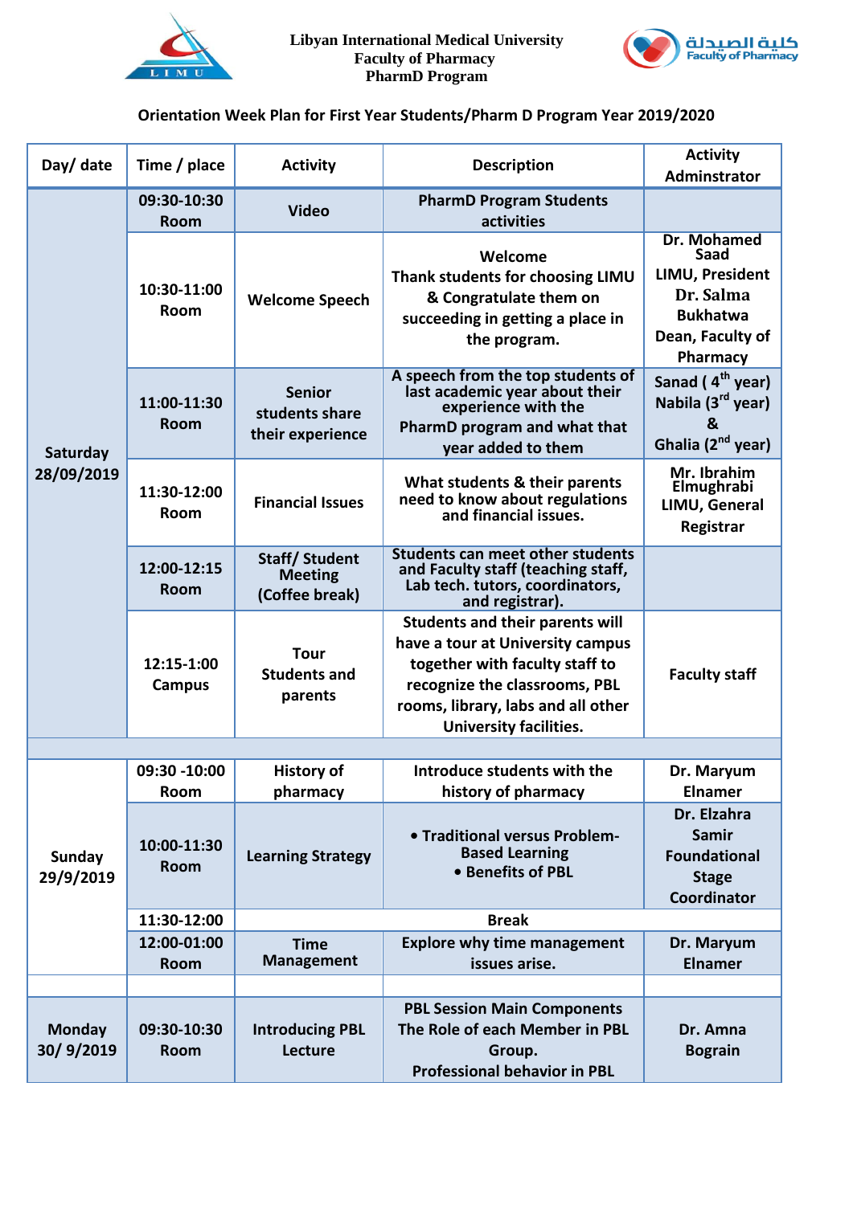Libyan International Medical University
Faculty of Pharmacy
PharmD Program

كلية الصيدلة
Faculty of Pharmacy

## Orientation Week Plan for First Year Students/Pharm D Program Year 2019/2020

| Day/ date | Time / place | Activity | Description | Activity Adminstrator |
|---|---|---|---|---|
| Saturday 28/09/2019 | 09:30-10:30 Room | Video | PharmD Program Students activities | |
| | 10:30-11:00 Room | Welcome Speech | Welcome Thank students for choosing LIMU & Congratulate them on succeeding in getting a place in the program. | Dr. Mohamed Saad LIMU, President Dr. Salma Bukhatwa Dean, Faculty of Pharmacy |
| | 11:00-11:30 Room | Senior students share their experience | A speech from the top students of last academic year about their experience with the PharmD program and what that year added to them | Sanad ( 4th year) Nabila (3rd year) & Ghalia (2nd year) |
| | 11:30-12:00 Room | Financial Issues | What students & their parents need to know about regulations and financial issues. | Mr. Ibrahim Elmughrabi LIMU, General Registrar |
| | 12:00-12:15 Room | Staff/ Student Meeting (Coffee break) | Students can meet other students and Faculty staff (teaching staff, Lab tech. tutors, coordinators, and registrar). | |
| | 12:15-1:00 Campus | Tour Students and parents | Students and their parents will have a tour at University campus together with faculty staff to recognize the classrooms, PBL rooms, library, labs and all other University facilities. | Faculty staff |
| | | | | |
| Sunday 29/9/2019 | 09:30 -10:00 Room | History of pharmacy | Introduce students with the history of pharmacy | Dr. Maryum Elnamer |
| | 10:00-11:30 Room | Learning Strategy | • Traditional versus Problem-Based Learning • Benefits of PBL | Dr. Elzahra Samir Foundational Stage Coordinator |
| | 11:30-12:00 | Break | | |
| | 12:00-01:00 Room | Time Management | Explore why time management issues arise. | Dr. Maryum Elnamer |
| | | | | |
| Monday 30/ 9/2019 | 09:30-10:30 Room | Introducing PBL Lecture | PBL Session Main Components The Role of each Member in PBL Group. Professional behavior in PBL | Dr. Amna Bograin |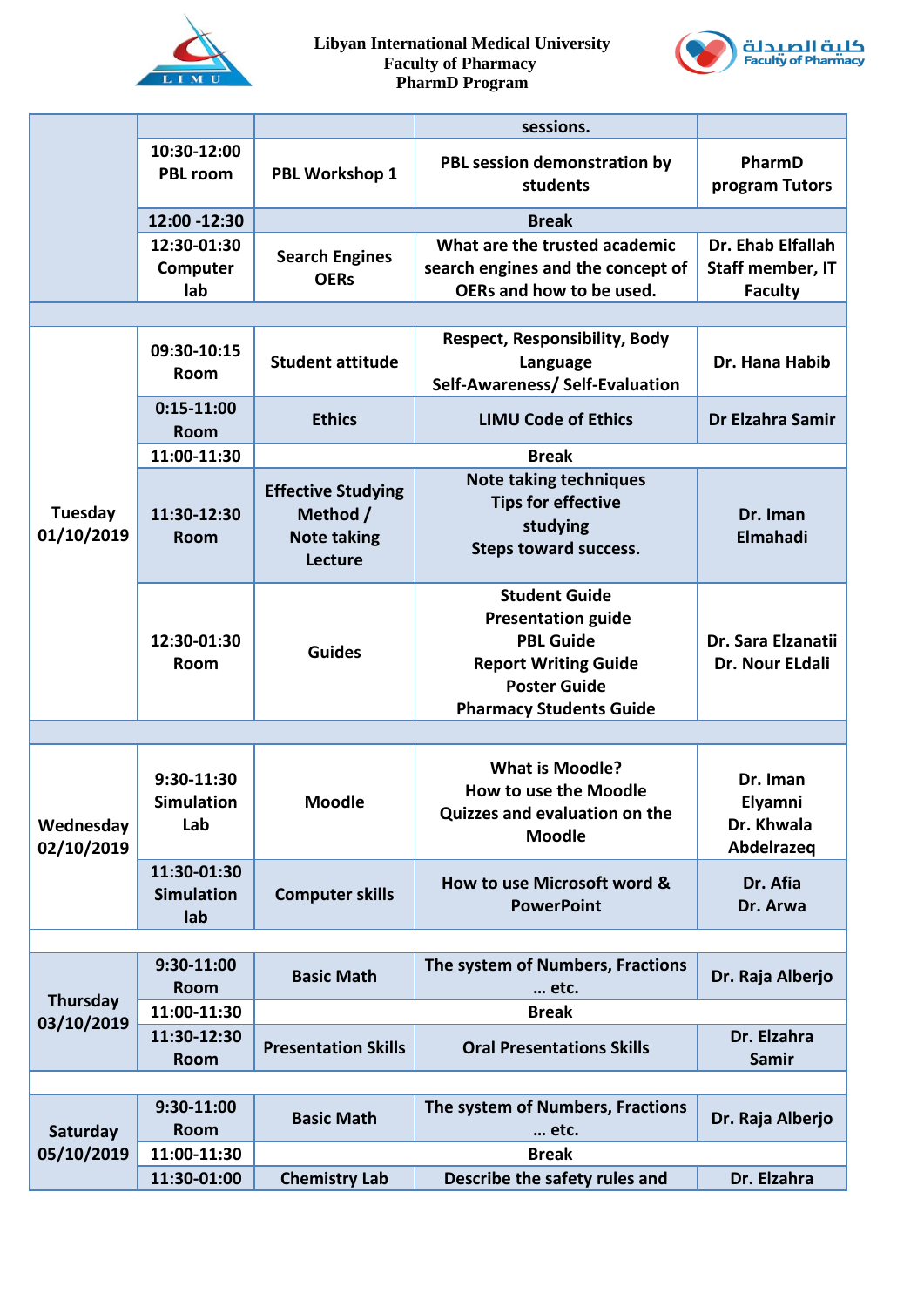Libyan International Medical University
Faculty of Pharmacy
PharmD Program

| | | | | |
|---|---|---|---|---|
| | | | sessions. | |
| | 10:30-12:00 PBL room | PBL Workshop 1 | PBL session demonstration by students | PharmD program Tutors |
| | 12:00 -12:30 | Break | | |
| | 12:30-01:30 Computer lab | Search Engines OERs | What are the trusted academic search engines and the concept of OERs and how to be used. | Dr. Ehab Elfallah Staff member, IT Faculty |
| | | | | |
| Tuesday 01/10/2019 | 09:30-10:15 Room | Student attitude | Respect, Responsibility, Body Language Self-Awareness/ Self-Evaluation | Dr. Hana Habib |
| | 0:15-11:00 Room | Ethics | LIMU Code of Ethics | Dr Elzahra Samir |
| | 11:00-11:30 | Break | | |
| | 11:30-12:30 Room | Effective Studying Method / Note taking Lecture | Note taking techniques Tips for effective studying Steps toward success. | Dr. Iman Elmahadi |
| | 12:30-01:30 Room | Guides | Student Guide Presentation guide PBL Guide Report Writing Guide Poster Guide Pharmacy Students Guide | Dr. Sara Elzanatii Dr. Nour ELdali |
| | | | | |
| Wednesday 02/10/2019 | 9:30-11:30 Simulation Lab | Moodle | What is Moodle? How to use the Moodle Quizzes and evaluation on the Moodle | Dr. Iman Elyamni Dr. Khwala Abdelrazeq |
| | 11:30-01:30 Simulation lab | Computer skills | How to use Microsoft word & PowerPoint | Dr. Afia Dr. Arwa |
| | | | | |
| Thursday 03/10/2019 | 9:30-11:00 Room | Basic Math | The system of Numbers, Fractions … etc. | Dr. Raja Alberjo |
| | 11:00-11:30 | Break | | |
| | 11:30-12:30 Room | Presentation Skills | Oral Presentations Skills | Dr. Elzahra Samir |
| | | | | |
| Saturday 05/10/2019 | 9:30-11:00 Room | Basic Math | The system of Numbers, Fractions … etc. | Dr. Raja Alberjo |
| | 11:00-11:30 | Break | | |
| | 11:30-01:00 | Chemistry Lab | Describe the safety rules and | Dr. Elzahra |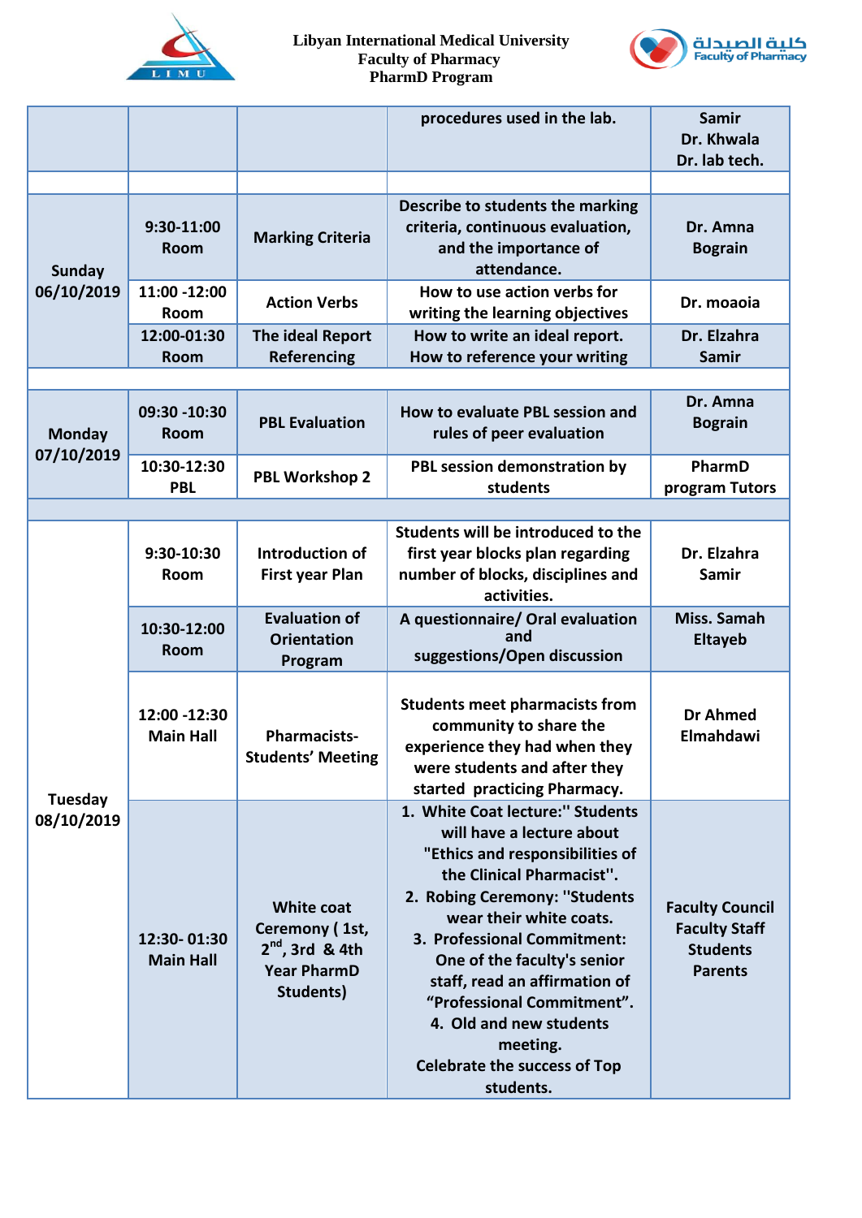Libyan International Medical University
Faculty of Pharmacy
PharmD Program

| | | | | |
|---|---|---|---|---|
| | | | procedures used in the lab. | Samir Dr. Khwala Dr. lab tech. |
| | | | | |
| Sunday 06/10/2019 | 9:30-11:00 Room | Marking Criteria | Describe to students the marking criteria, continuous evaluation, and the importance of attendance. | Dr. Amna Bograin |
| | 11:00 -12:00 Room | Action Verbs | How to use action verbs for writing the learning objectives | Dr. moaoia |
| | 12:00-01:30 Room | The ideal Report Referencing | How to write an ideal report. How to reference your writing | Dr. Elzahra Samir |
| | | | | |
| Monday 07/10/2019 | 09:30 -10:30 Room | PBL Evaluation | How to evaluate PBL session and rules of peer evaluation | Dr. Amna Bograin |
| | 10:30-12:30 PBL | PBL Workshop 2 | PBL session demonstration by students | PharmD program Tutors |
| | | | | |
| Tuesday 08/10/2019 | 9:30-10:30 Room | Introduction of First year Plan | Students will be introduced to the first year blocks plan regarding number of blocks, disciplines and activities. | Dr. Elzahra Samir |
| | 10:30-12:00 Room | Evaluation of Orientation Program | A questionnaire/ Oral evaluation and suggestions/Open discussion | Miss. Samah Eltayeb |
| | 12:00 -12:30 Main Hall | Pharmacists-Students' Meeting | Students meet pharmacists from community to share the experience they had when they were students and after they started practicing Pharmacy. | Dr Ahmed Elmahdawi |
| | 12:30- 01:30 Main Hall | White coat Ceremony ( 1st, 2nd, 3rd & 4th Year PharmD Students) | 1. White Coat lecture:" Students will have a lecture about "Ethics and responsibilities of the Clinical Pharmacist". 2. Robing Ceremony: "Students wear their white coats. 3. Professional Commitment: One of the faculty's senior staff, read an affirmation of "Professional Commitment". 4. Old and new students meeting. Celebrate the success of Top students. | Faculty Council Faculty Staff Students Parents |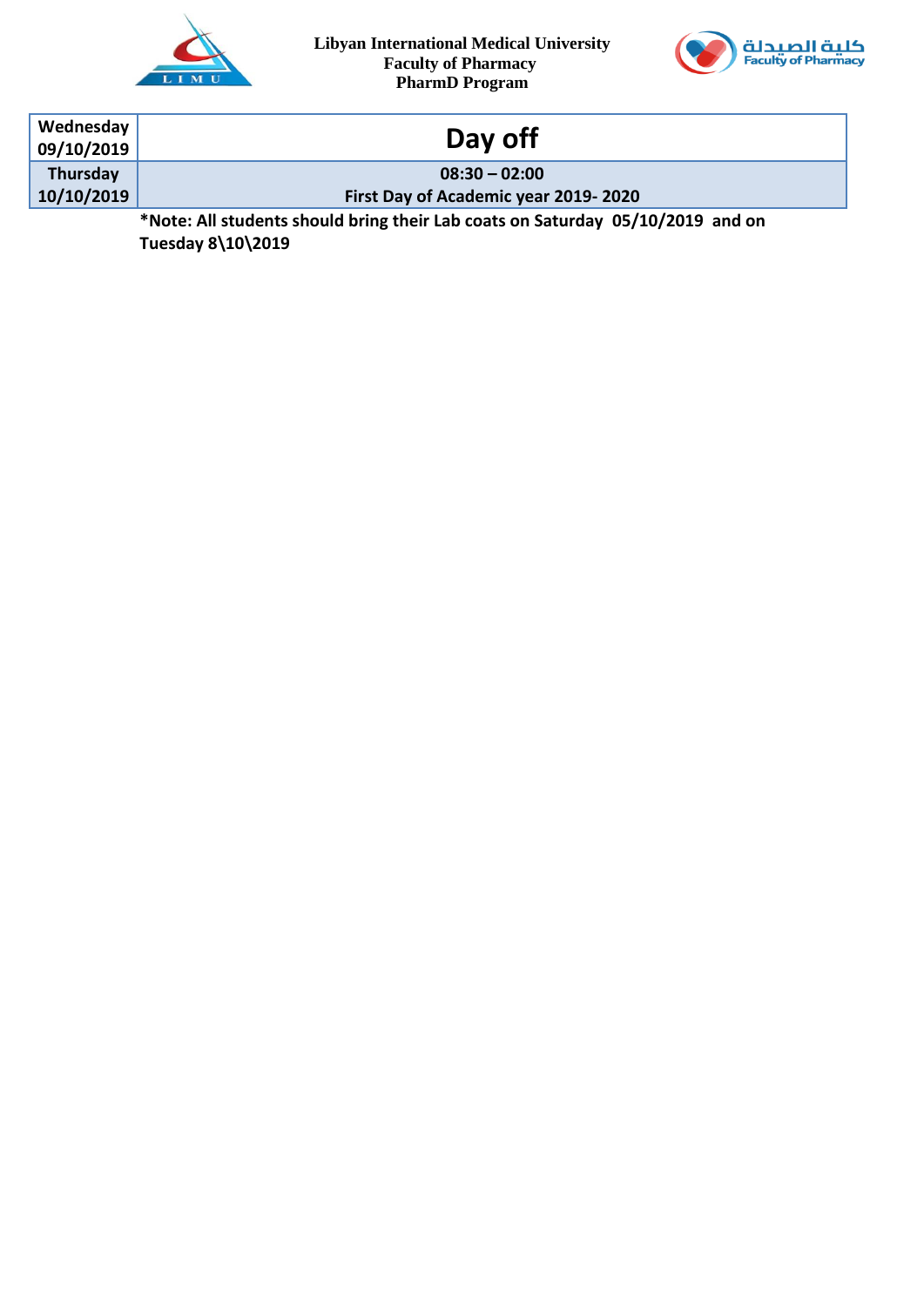Libyan International Medical University
Faculty of Pharmacy
PharmD Program

| | |
|---|---|
| Wednesday 09/10/2019 | Day off |
| Thursday 10/10/2019 | 08:30 – 02:00<br>First Day of Academic year 2019- 2020 |

**\*Note: All students should bring their Lab coats on Saturday 05/10/2019 and on Tuesday 8\10\2019**